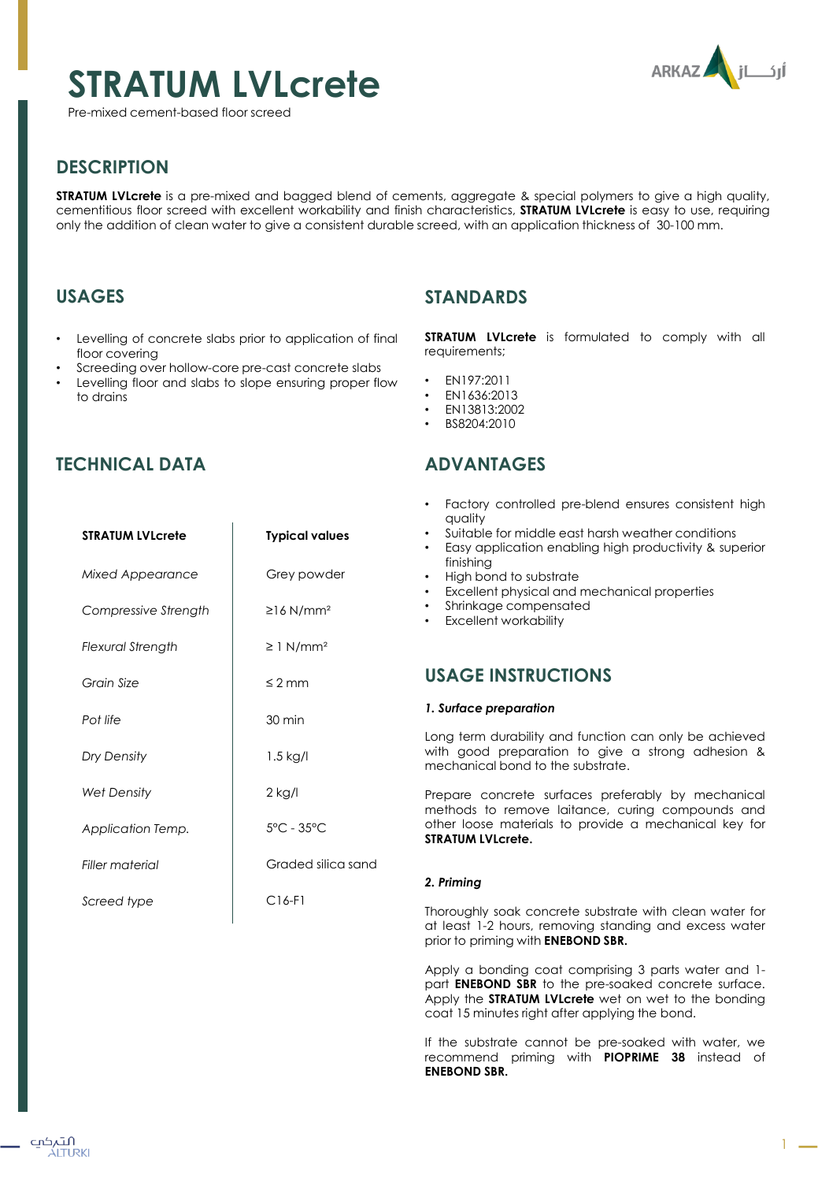# STRATUM LVLcrete

Pre-mixed cement-based floor screed

## DESCRIPTION

**STRATUM LVLcrete** is a pre-mixed and bagged blend of cements, aggregate & special polymers to give a high quality, cementitious floor screed with excellent workability and finish characteristics, **STRATUM LVLcrete** is easy to use, requiring only the addition of clean water to give a consistent durable screed, with an application thickness of 30-100 mm.

## USAGES

- Levelling of concrete slabs prior to application of final floor covering
- Screeding over hollow-core pre-cast concrete slabs
- Levelling floor and slabs to slope ensuring proper flow to drains

## STANDARDS

**STRATUM LVLcrete** is formulated to comply with all requirements;

- EN197:2011
- EN1636:2013
- EN13813:2002
- BS8204:2010

## TECHNICAL DATA

| STRATUM LVLcrete | Typical values |
|---|---|
| *Mixed Appearance* | Grey powder |
| *Compressive Strength* | ≥16 N/mm² |
| *Flexural Strength* | ≥ 1 N/mm² |
| *Grain Size* | ≤ 2 mm |
| *Pot life* | 30 min |
| *Dry Density* | 1.5 kg/l |
| *Wet Density* | 2 kg/l |
| *Application Temp.* | 5°C - 35°C |
| *Filler material* | Graded silica sand |
| *Screed type* | C16-F1 |

## ADVANTAGES

- Factory controlled pre-blend ensures consistent high quality
- Suitable for middle east harsh weather conditions
- Easy application enabling high productivity & superior finishing
- High bond to substrate
- Excellent physical and mechanical properties
- Shrinkage compensated
- Excellent workability

## USAGE INSTRUCTIONS

***1. Surface preparation***

Long term durability and function can only be achieved with good preparation to give a strong adhesion & mechanical bond to the substrate.

Prepare concrete surfaces preferably by mechanical methods to remove laitance, curing compounds and other loose materials to provide a mechanical key for **STRATUM LVLcrete.**

***2. Priming***

Thoroughly soak concrete substrate with clean water for at least 1-2 hours, removing standing and excess water prior to priming with **ENEBOND SBR.**

Apply a bonding coat comprising 3 parts water and 1-part **ENEBOND SBR** to the pre-soaked concrete surface. Apply the **STRATUM LVLcrete** wet on wet to the bonding coat 15 minutes right after applying the bond.

If the substrate cannot be pre-soaked with water, we recommend priming with **PIOPRIME 38** instead of **ENEBOND SBR.**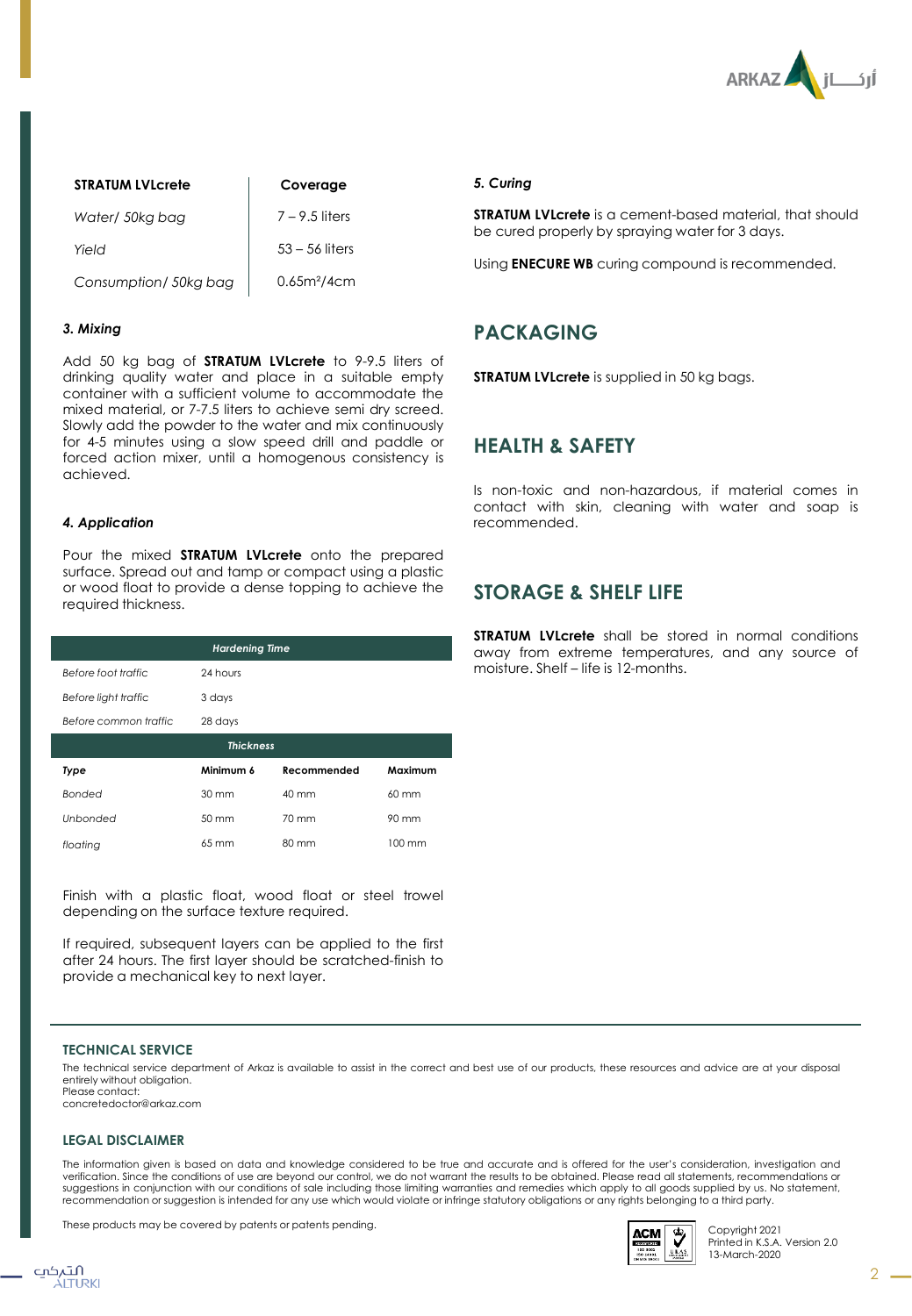| STRATUM LVLcrete | Coverage |
|---|---|
| *Water/ 50kg bag* | 7 – 9.5 liters |
| *Yield* | 53 – 56 liters |
| *Consumption/ 50kg bag* | 0.65m²/4cm |

***3. Mixing***

Add 50 kg bag of **STRATUM LVLcrete** to 9-9.5 liters of drinking quality water and place in a suitable empty container with a sufficient volume to accommodate the mixed material, or 7-7.5 liters to achieve semi dry screed. Slowly add the powder to the water and mix continuously for 4-5 minutes using a slow speed drill and paddle or forced action mixer, until a homogenous consistency is achieved.

***4. Application***

Pour the mixed **STRATUM LVLcrete** onto the prepared surface. Spread out and tamp or compact using a plastic or wood float to provide a dense topping to achieve the required thickness.

| Hardening Time | | | |
|---|---|---|---|
| *Before foot traffic* | 24 hours | | |
| *Before light traffic* | 3 days | | |
| *Before common traffic* | 28 days | | |
| **Thickness** | | | |
| ***Type*** | **Minimum 6** | **Recommended** | **Maximum** |
| *Bonded* | 30 mm | 40 mm | 60 mm |
| *Unbonded* | 50 mm | 70 mm | 90 mm |
| *floating* | 65 mm | 80 mm | 100 mm |

Finish with a plastic float, wood float or steel trowel depending on the surface texture required.

If required, subsequent layers can be applied to the first after 24 hours. The first layer should be scratched-finish to provide a mechanical key to next layer.

***5. Curing***

**STRATUM LVLcrete** is a cement-based material, that should be cured properly by spraying water for 3 days.

Using **ENECURE WB** curing compound is recommended.

## PACKAGING

**STRATUM LVLcrete** is supplied in 50 kg bags.

## HEALTH & SAFETY

Is non-toxic and non-hazardous, if material comes in contact with skin, cleaning with water and soap is recommended.

## STORAGE & SHELF LIFE

**STRATUM LVLcrete** shall be stored in normal conditions away from extreme temperatures, and any source of moisture. Shelf – life is 12-months.

### TECHNICAL SERVICE

The technical service department of Arkaz is available to assist in the correct and best use of our products, these resources and advice are at your disposal entirely without obligation.
Please contact:
concretedoctor@arkaz.com

### LEGAL DISCLAIMER

The information given is based on data and knowledge considered to be true and accurate and is offered for the user's consideration, investigation and verification. Since the conditions of use are beyond our control, we do not warrant the results to be obtained. Please read all statements, recommendations or suggestions in conjunction with our conditions of sale including those limiting warranties and remedies which apply to all goods supplied by us. No statement, recommendation or suggestion is intended for any use which would violate or infringe statutory obligations or any rights belonging to a third party.

These products may be covered by patents or patents pending.

Copyright 2021
Printed in K.S.A. Version 2.0
13-March-2020